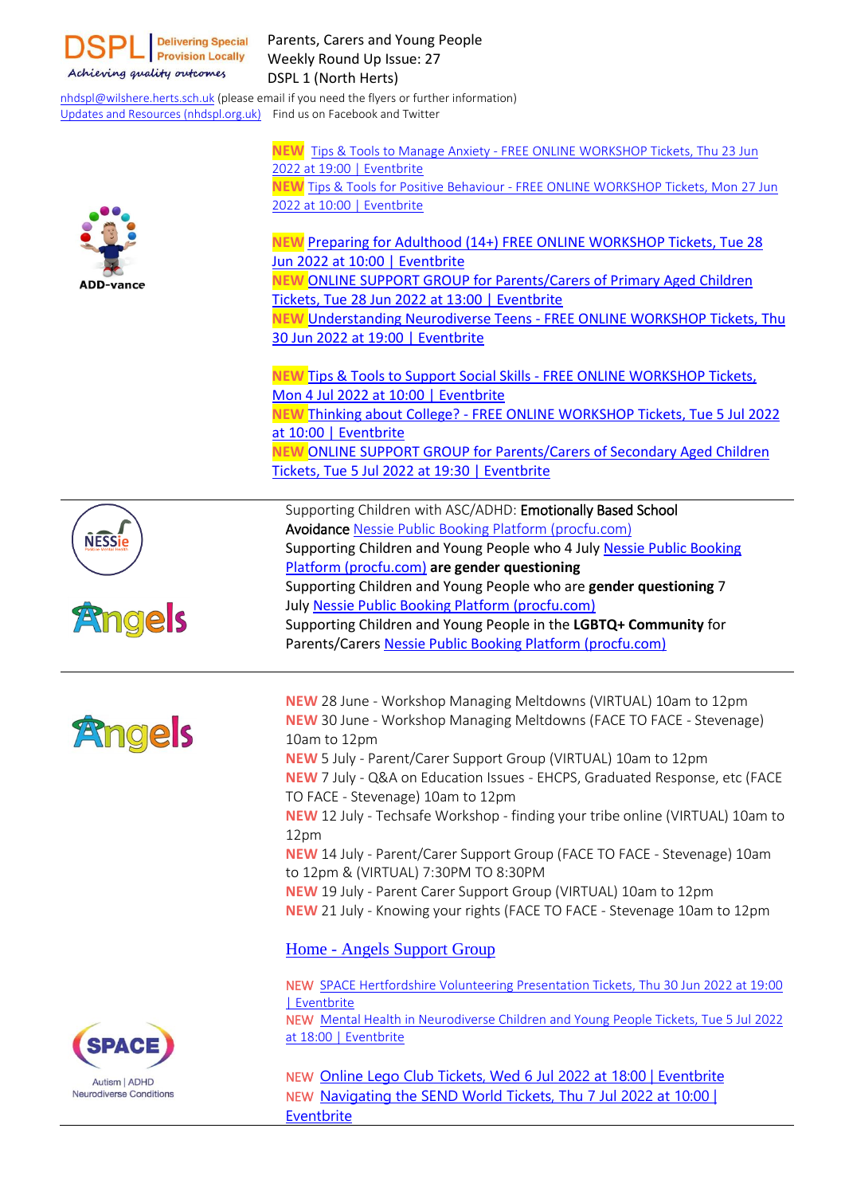DSPL | Delivering Special Provision Locally
*Achieving quality outcomes*

Parents, Carers and Young People
Weekly Round Up Issue: 27
DSPL 1 (North Herts)

nhdspl@wilshere.herts.sch.uk (please email if you need the flyers or further information)
Updates and Resources (nhdspl.org.uk) Find us on Facebook and Twitter

---

**ADD-vance**

**NEW** Tips & Tools to Manage Anxiety - FREE ONLINE WORKSHOP Tickets, Thu 23 Jun 2022 at 19:00 | Eventbrite
**NEW** Tips & Tools for Positive Behaviour - FREE ONLINE WORKSHOP Tickets, Mon 27 Jun 2022 at 10:00 | Eventbrite

**NEW** Preparing for Adulthood (14+) FREE ONLINE WORKSHOP Tickets, Tue 28 Jun 2022 at 10:00 | Eventbrite
**NEW** ONLINE SUPPORT GROUP for Parents/Carers of Primary Aged Children Tickets, Tue 28 Jun 2022 at 13:00 | Eventbrite
**NEW** Understanding Neurodiverse Teens - FREE ONLINE WORKSHOP Tickets, Thu 30 Jun 2022 at 19:00 | Eventbrite

**NEW** Tips & Tools to Support Social Skills - FREE ONLINE WORKSHOP Tickets, Mon 4 Jul 2022 at 10:00 | Eventbrite
**NEW** Thinking about College? - FREE ONLINE WORKSHOP Tickets, Tue 5 Jul 2022 at 10:00 | Eventbrite
**NEW** ONLINE SUPPORT GROUP for Parents/Carers of Secondary Aged Children Tickets, Tue 5 Jul 2022 at 19:30 | Eventbrite

---

**NESSie** / **Angels**

Supporting Children with ASC/ADHD: **Emotionally Based School Avoidance** Nessie Public Booking Platform (procfu.com)
Supporting Children and Young People who 4 July Nessie Public Booking Platform (procfu.com) **are gender questioning**
Supporting Children and Young People who are **gender questioning** 7 July Nessie Public Booking Platform (procfu.com)
Supporting Children and Young People in the **LGBTQ+ Community** for Parents/Carers Nessie Public Booking Platform (procfu.com)

---

**Angels**

**NEW** 28 June - Workshop Managing Meltdowns (VIRTUAL) 10am to 12pm
**NEW** 30 June - Workshop Managing Meltdowns (FACE TO FACE - Stevenage) 10am to 12pm
**NEW** 5 July - Parent/Carer Support Group (VIRTUAL) 10am to 12pm
**NEW** 7 July - Q&A on Education Issues - EHCPS, Graduated Response, etc (FACE TO FACE - Stevenage) 10am to 12pm
**NEW** 12 July - Techsafe Workshop - finding your tribe online (VIRTUAL) 10am to 12pm
**NEW** 14 July - Parent/Carer Support Group (FACE TO FACE - Stevenage) 10am to 12pm & (VIRTUAL) 7:30PM TO 8:30PM
**NEW** 19 July - Parent Carer Support Group (VIRTUAL) 10am to 12pm
**NEW** 21 July - Knowing your rights (FACE TO FACE - Stevenage 10am to 12pm

Home - Angels Support Group

**SPACE** Autism | ADHD Neurodiverse Conditions

NEW SPACE Hertfordshire Volunteering Presentation Tickets, Thu 30 Jun 2022 at 19:00 | Eventbrite
NEW Mental Health in Neurodiverse Children and Young People Tickets, Tue 5 Jul 2022 at 18:00 | Eventbrite

NEW Online Lego Club Tickets, Wed 6 Jul 2022 at 18:00 | Eventbrite
NEW Navigating the SEND World Tickets, Thu 7 Jul 2022 at 10:00 | Eventbrite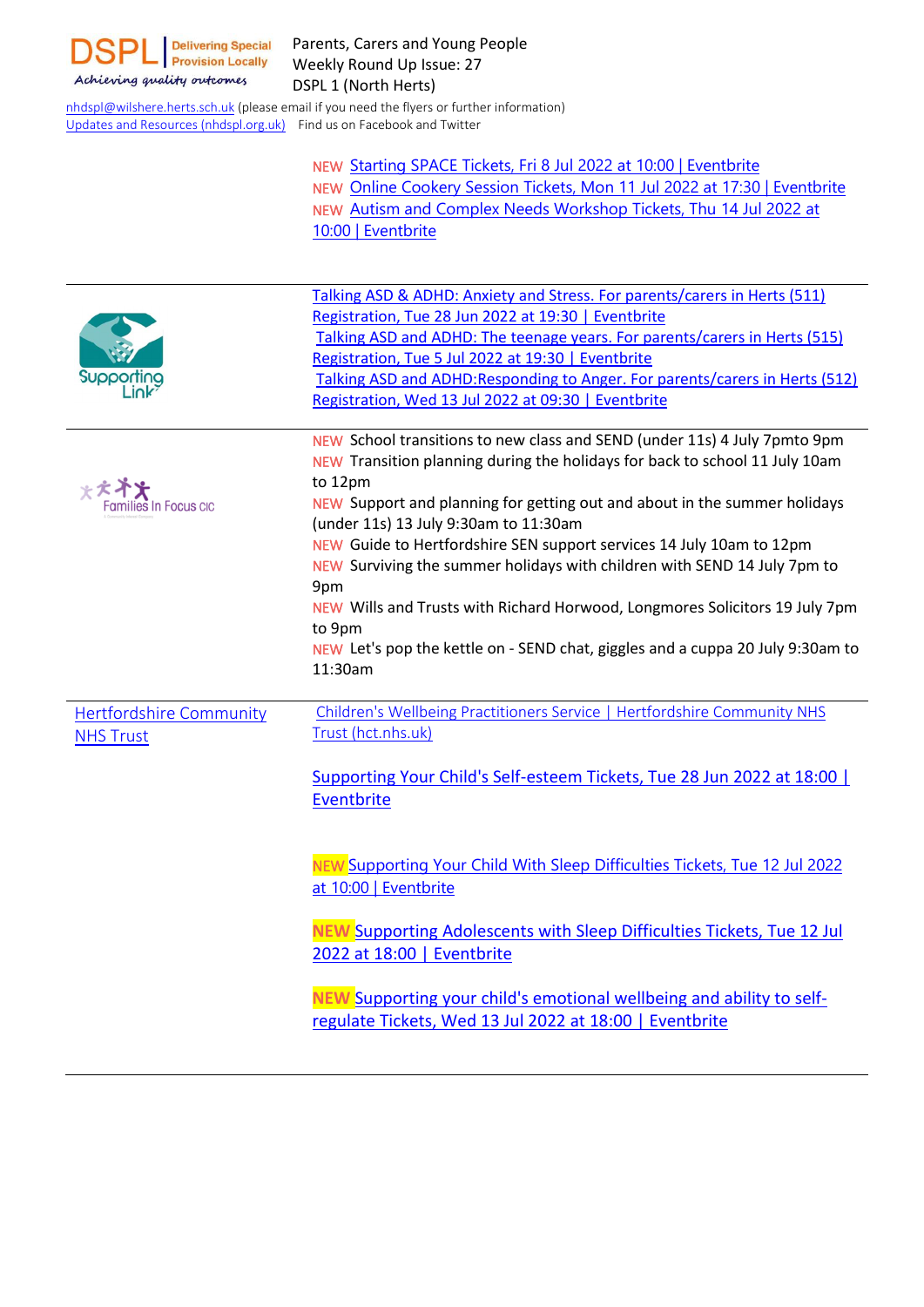DSPL | Delivering Special Provision Locally
*Achieving quality outcomes*

Parents, Carers and Young People
Weekly Round Up Issue: 27
DSPL 1 (North Herts)

nhdspl@wilshere.herts.sch.uk (please email if you need the flyers or further information)
Updates and Resources (nhdspl.org.uk) Find us on Facebook and Twitter

NEW Starting SPACE Tickets, Fri 8 Jul 2022 at 10:00 | Eventbrite
NEW Online Cookery Session Tickets, Mon 11 Jul 2022 at 17:30 | Eventbrite
NEW Autism and Complex Needs Workshop Tickets, Thu 14 Jul 2022 at 10:00 | Eventbrite

---

**Supporting Link**

Talking ASD & ADHD: Anxiety and Stress. For parents/carers in Herts (511) Registration, Tue 28 Jun 2022 at 19:30 | Eventbrite
Talking ASD and ADHD: The teenage years. For parents/carers in Herts (515) Registration, Tue 5 Jul 2022 at 19:30 | Eventbrite
Talking ASD and ADHD:Responding to Anger. For parents/carers in Herts (512) Registration, Wed 13 Jul 2022 at 09:30 | Eventbrite

---

**Families In Focus CIC**

NEW School transitions to new class and SEND (under 11s) 4 July 7pmto 9pm
NEW Transition planning during the holidays for back to school 11 July 10am to 12pm
NEW Support and planning for getting out and about in the summer holidays (under 11s) 13 July 9:30am to 11:30am
NEW Guide to Hertfordshire SEN support services 14 July 10am to 12pm
NEW Surviving the summer holidays with children with SEND 14 July 7pm to 9pm
NEW Wills and Trusts with Richard Horwood, Longmores Solicitors 19 July 7pm to 9pm
NEW Let's pop the kettle on - SEND chat, giggles and a cuppa 20 July 9:30am to 11:30am

---

**Hertfordshire Community NHS Trust**

Children's Wellbeing Practitioners Service | Hertfordshire Community NHS Trust (hct.nhs.uk)

Supporting Your Child's Self-esteem Tickets, Tue 28 Jun 2022 at 18:00 | Eventbrite

NEW Supporting Your Child With Sleep Difficulties Tickets, Tue 12 Jul 2022 at 10:00 | Eventbrite

**NEW** Supporting Adolescents with Sleep Difficulties Tickets, Tue 12 Jul 2022 at 18:00 | Eventbrite

**NEW** Supporting your child's emotional wellbeing and ability to self-regulate Tickets, Wed 13 Jul 2022 at 18:00 | Eventbrite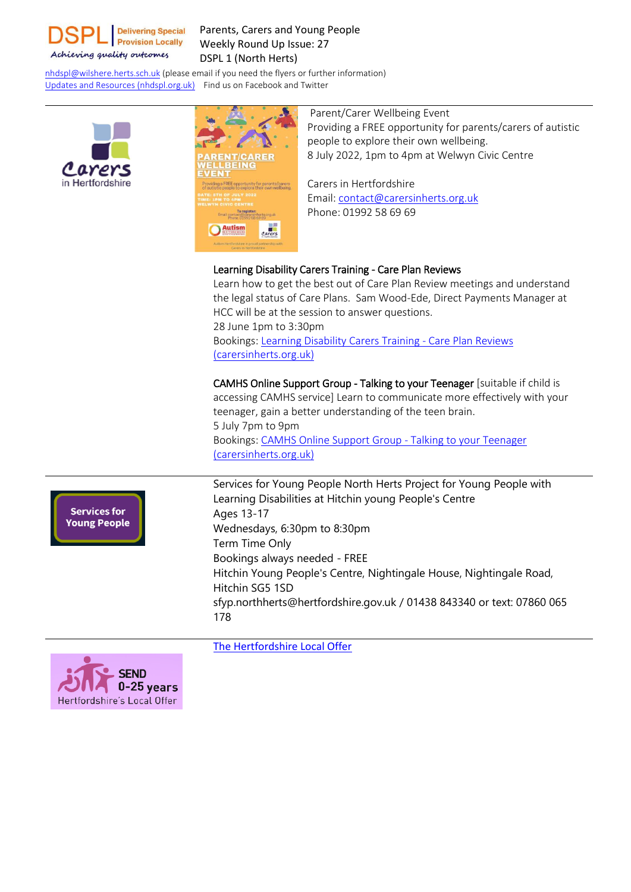Parents, Carers and Young People
Weekly Round Up Issue: 27
DSPL 1 (North Herts)

nhdspl@wilshere.herts.sch.uk (please email if you need the flyers or further information)
Updates and Resources (nhdspl.org.uk) Find us on Facebook and Twitter

---

Parent/Carer Wellbeing Event
Providing a FREE opportunity for parents/carers of autistic people to explore their own wellbeing.
8 July 2022, 1pm to 4pm at Welwyn Civic Centre

Carers in Hertfordshire
Email: contact@carersinherts.org.uk
Phone: 01992 58 69 69

**Learning Disability Carers Training - Care Plan Reviews**
Learn how to get the best out of Care Plan Review meetings and understand the legal status of Care Plans. Sam Wood-Ede, Direct Payments Manager at HCC will be at the session to answer questions.
28 June 1pm to 3:30pm
Bookings: Learning Disability Carers Training - Care Plan Reviews (carersinherts.org.uk)

**CAMHS Online Support Group - Talking to your Teenager** [suitable if child is accessing CAMHS service] Learn to communicate more effectively with your teenager, gain a better understanding of the teen brain.
5 July 7pm to 9pm
Bookings: CAMHS Online Support Group - Talking to your Teenager (carersinherts.org.uk)

---

Services for Young People North Herts Project for Young People with Learning Disabilities at Hitchin young People's Centre
Ages 13-17
Wednesdays, 6:30pm to 8:30pm
Term Time Only
Bookings always needed - FREE
Hitchin Young People's Centre, Nightingale House, Nightingale Road, Hitchin SG5 1SD
sfyp.northherts@hertfordshire.gov.uk / 01438 843340 or text: 07860 065 178

---

The Hertfordshire Local Offer